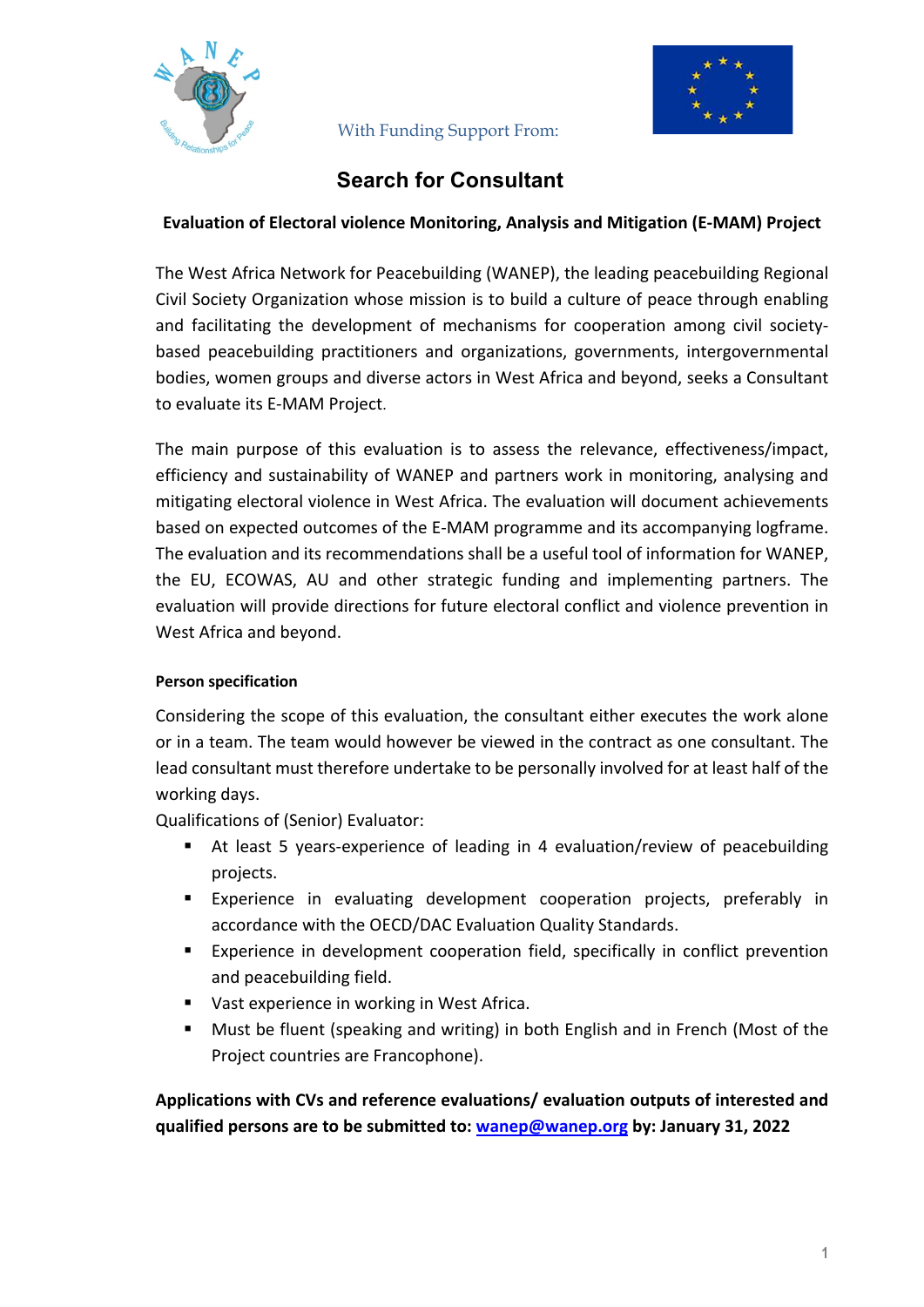With Funding Support From:

# Search for Consultant

**Evaluation of Electoral violence Monitoring, Analysis and Mitigation (E-MAM) Project**

The West Africa Network for Peacebuilding (WANEP), the leading peacebuilding Regional Civil Society Organization whose mission is to build a culture of peace through enabling and facilitating the development of mechanisms for cooperation among civil society-based peacebuilding practitioners and organizations, governments, intergovernmental bodies, women groups and diverse actors in West Africa and beyond, seeks a Consultant to evaluate its E-MAM Project.

The main purpose of this evaluation is to assess the relevance, effectiveness/impact, efficiency and sustainability of WANEP and partners work in monitoring, analysing and mitigating electoral violence in West Africa. The evaluation will document achievements based on expected outcomes of the E-MAM programme and its accompanying logframe. The evaluation and its recommendations shall be a useful tool of information for WANEP, the EU, ECOWAS, AU and other strategic funding and implementing partners. The evaluation will provide directions for future electoral conflict and violence prevention in West Africa and beyond.

**Person specification**

Considering the scope of this evaluation, the consultant either executes the work alone or in a team. The team would however be viewed in the contract as one consultant. The lead consultant must therefore undertake to be personally involved for at least half of the working days.

Qualifications of (Senior) Evaluator:

- At least 5 years-experience of leading in 4 evaluation/review of peacebuilding projects.
- Experience in evaluating development cooperation projects, preferably in accordance with the OECD/DAC Evaluation Quality Standards.
- Experience in development cooperation field, specifically in conflict prevention and peacebuilding field.
- Vast experience in working in West Africa.
- Must be fluent (speaking and writing) in both English and in French (Most of the Project countries are Francophone).

**Applications with CVs and reference evaluations/ evaluation outputs of interested and qualified persons are to be submitted to: wanep@wanep.org by: January 31, 2022**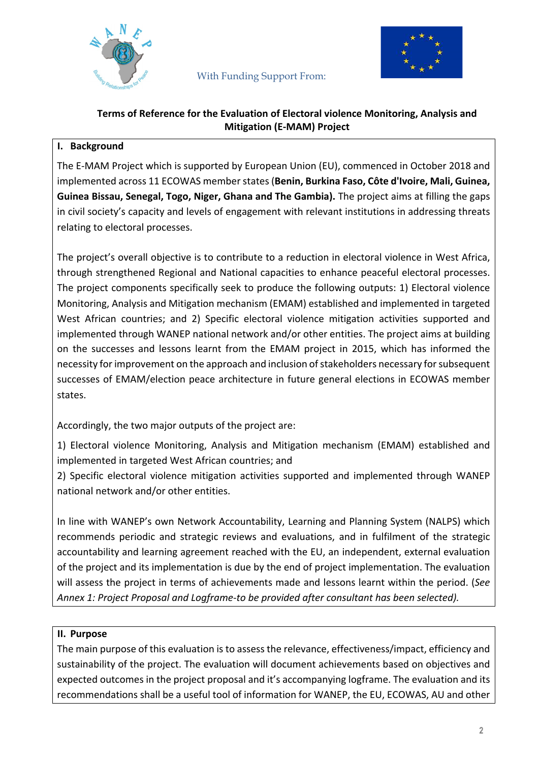With Funding Support From:

**Terms of Reference for the Evaluation of Electoral violence Monitoring, Analysis and Mitigation (E-MAM) Project**

## I. Background

The E-MAM Project which is supported by European Union (EU), commenced in October 2018 and implemented across 11 ECOWAS member states (**Benin, Burkina Faso, Côte d'Ivoire, Mali, Guinea, Guinea Bissau, Senegal, Togo, Niger, Ghana and The Gambia).** The project aims at filling the gaps in civil society's capacity and levels of engagement with relevant institutions in addressing threats relating to electoral processes.

The project's overall objective is to contribute to a reduction in electoral violence in West Africa, through strengthened Regional and National capacities to enhance peaceful electoral processes. The project components specifically seek to produce the following outputs: 1) Electoral violence Monitoring, Analysis and Mitigation mechanism (EMAM) established and implemented in targeted West African countries; and 2) Specific electoral violence mitigation activities supported and implemented through WANEP national network and/or other entities. The project aims at building on the successes and lessons learnt from the EMAM project in 2015, which has informed the necessity for improvement on the approach and inclusion of stakeholders necessary for subsequent successes of EMAM/election peace architecture in future general elections in ECOWAS member states.

Accordingly, the two major outputs of the project are:

1) Electoral violence Monitoring, Analysis and Mitigation mechanism (EMAM) established and implemented in targeted West African countries; and
2) Specific electoral violence mitigation activities supported and implemented through WANEP national network and/or other entities.

In line with WANEP's own Network Accountability, Learning and Planning System (NALPS) which recommends periodic and strategic reviews and evaluations, and in fulfilment of the strategic accountability and learning agreement reached with the EU, an independent, external evaluation of the project and its implementation is due by the end of project implementation. The evaluation will assess the project in terms of achievements made and lessons learnt within the period. (*See Annex 1: Project Proposal and Logframe-to be provided after consultant has been selected).*

## II. Purpose

The main purpose of this evaluation is to assess the relevance, effectiveness/impact, efficiency and sustainability of the project. The evaluation will document achievements based on objectives and expected outcomes in the project proposal and it's accompanying logframe. The evaluation and its recommendations shall be a useful tool of information for WANEP, the EU, ECOWAS, AU and other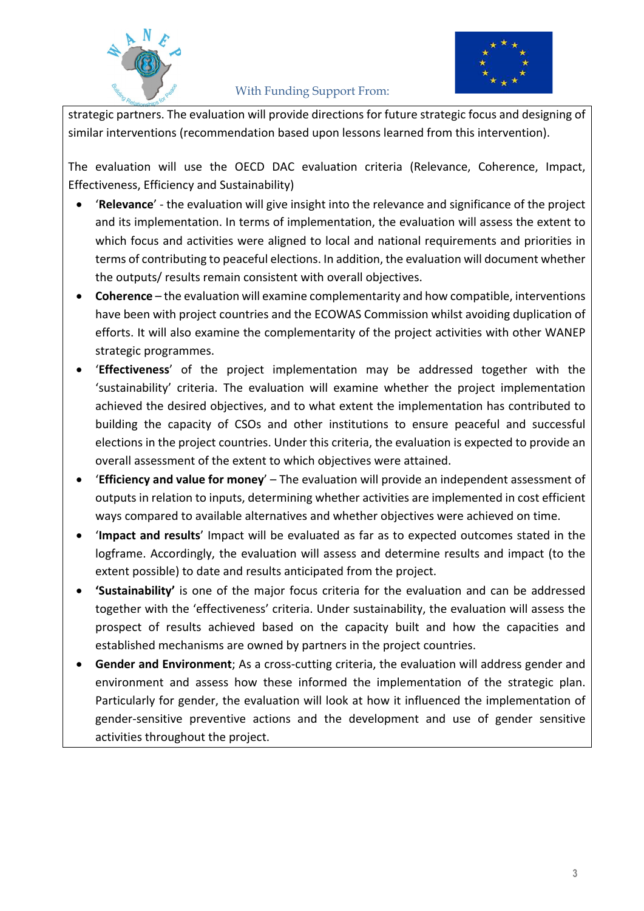strategic partners. The evaluation will provide directions for future strategic focus and designing of similar interventions (recommendation based upon lessons learned from this intervention).

The evaluation will use the OECD DAC evaluation criteria (Relevance, Coherence, Impact, Effectiveness, Efficiency and Sustainability)

- '**Relevance**' - the evaluation will give insight into the relevance and significance of the project and its implementation. In terms of implementation, the evaluation will assess the extent to which focus and activities were aligned to local and national requirements and priorities in terms of contributing to peaceful elections. In addition, the evaluation will document whether the outputs/ results remain consistent with overall objectives.
- **Coherence** – the evaluation will examine complementarity and how compatible, interventions have been with project countries and the ECOWAS Commission whilst avoiding duplication of efforts. It will also examine the complementarity of the project activities with other WANEP strategic programmes.
- '**Effectiveness**' of the project implementation may be addressed together with the 'sustainability' criteria. The evaluation will examine whether the project implementation achieved the desired objectives, and to what extent the implementation has contributed to building the capacity of CSOs and other institutions to ensure peaceful and successful elections in the project countries. Under this criteria, the evaluation is expected to provide an overall assessment of the extent to which objectives were attained.
- '**Efficiency and value for money**' – The evaluation will provide an independent assessment of outputs in relation to inputs, determining whether activities are implemented in cost efficient ways compared to available alternatives and whether objectives were achieved on time.
- '**Impact and results**' Impact will be evaluated as far as to expected outcomes stated in the logframe. Accordingly, the evaluation will assess and determine results and impact (to the extent possible) to date and results anticipated from the project.
- **'Sustainability'** is one of the major focus criteria for the evaluation and can be addressed together with the 'effectiveness' criteria. Under sustainability, the evaluation will assess the prospect of results achieved based on the capacity built and how the capacities and established mechanisms are owned by partners in the project countries.
- **Gender and Environment**; As a cross-cutting criteria, the evaluation will address gender and environment and assess how these informed the implementation of the strategic plan. Particularly for gender, the evaluation will look at how it influenced the implementation of gender-sensitive preventive actions and the development and use of gender sensitive activities throughout the project.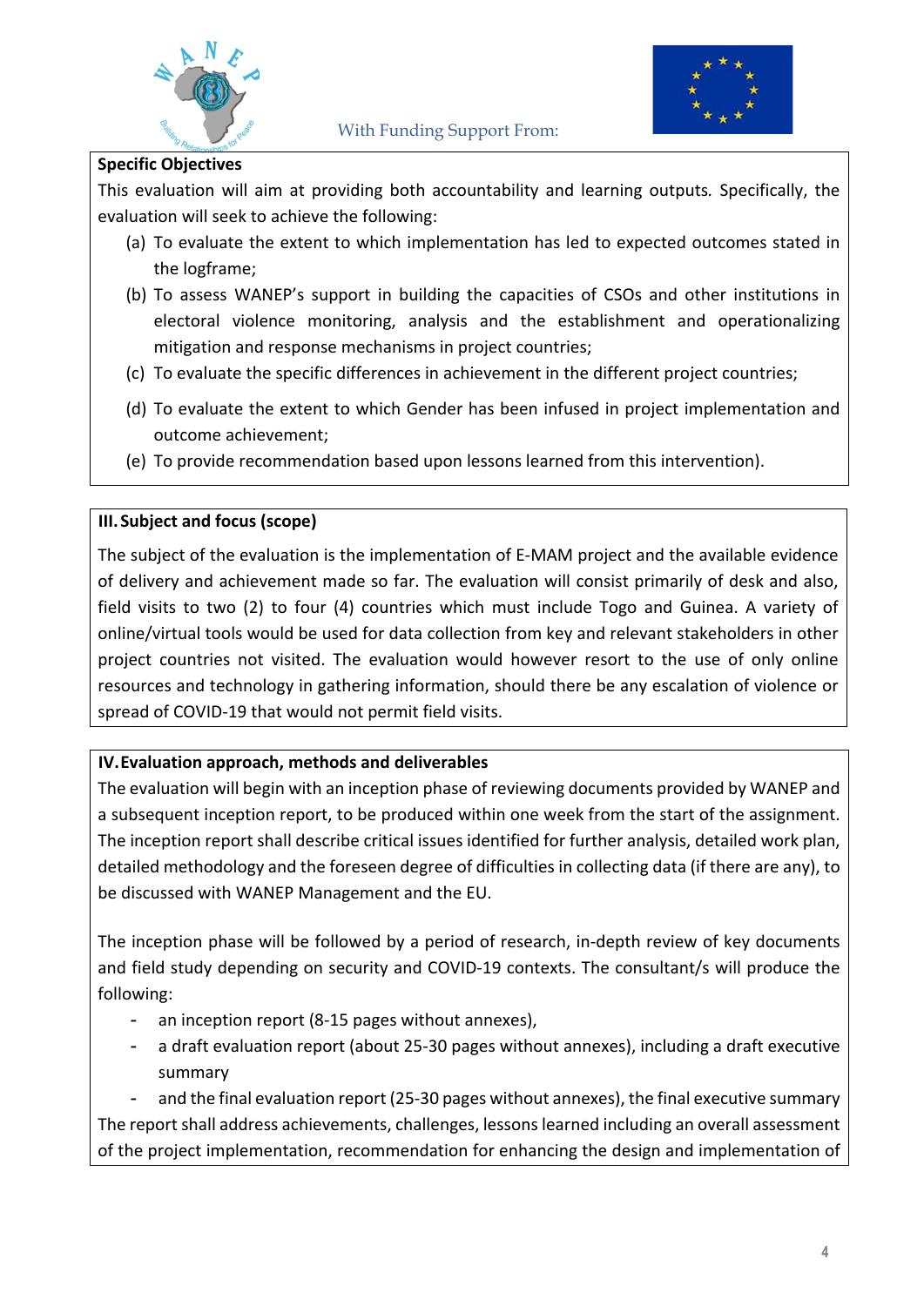With Funding Support From:

**Specific Objectives**

This evaluation will aim at providing both accountability and learning outputs. Specifically, the evaluation will seek to achieve the following:

(a) To evaluate the extent to which implementation has led to expected outcomes stated in the logframe;

(b) To assess WANEP's support in building the capacities of CSOs and other institutions in electoral violence monitoring, analysis and the establishment and operationalizing mitigation and response mechanisms in project countries;

(c) To evaluate the specific differences in achievement in the different project countries;

(d) To evaluate the extent to which Gender has been infused in project implementation and outcome achievement;

(e) To provide recommendation based upon lessons learned from this intervention).

## III. Subject and focus (scope)

The subject of the evaluation is the implementation of E-MAM project and the available evidence of delivery and achievement made so far. The evaluation will consist primarily of desk and also, field visits to two (2) to four (4) countries which must include Togo and Guinea. A variety of online/virtual tools would be used for data collection from key and relevant stakeholders in other project countries not visited. The evaluation would however resort to the use of only online resources and technology in gathering information, should there be any escalation of violence or spread of COVID-19 that would not permit field visits.

## IV. Evaluation approach, methods and deliverables

The evaluation will begin with an inception phase of reviewing documents provided by WANEP and a subsequent inception report, to be produced within one week from the start of the assignment. The inception report shall describe critical issues identified for further analysis, detailed work plan, detailed methodology and the foreseen degree of difficulties in collecting data (if there are any), to be discussed with WANEP Management and the EU.

The inception phase will be followed by a period of research, in-depth review of key documents and field study depending on security and COVID-19 contexts. The consultant/s will produce the following:

- an inception report (8-15 pages without annexes),
- a draft evaluation report (about 25-30 pages without annexes), including a draft executive summary
- and the final evaluation report (25-30 pages without annexes), the final executive summary

The report shall address achievements, challenges, lessons learned including an overall assessment of the project implementation, recommendation for enhancing the design and implementation of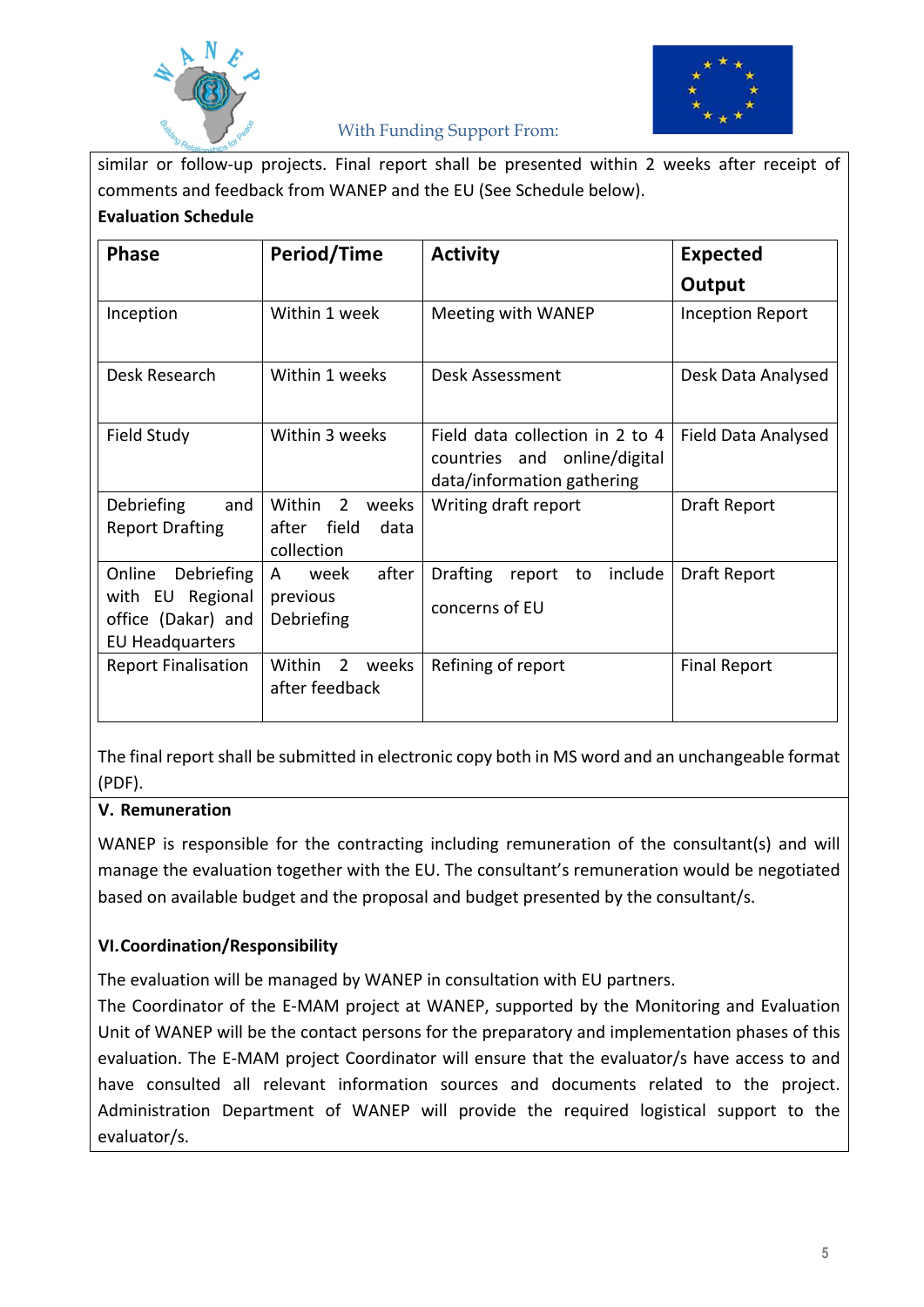similar or follow-up projects. Final report shall be presented within 2 weeks after receipt of comments and feedback from WANEP and the EU (See Schedule below).

**Evaluation Schedule**

| Phase | Period/Time | Activity | Expected Output |
|---|---|---|---|
| Inception | Within 1 week | Meeting with WANEP | Inception Report |
| Desk Research | Within 1 weeks | Desk Assessment | Desk Data Analysed |
| Field Study | Within 3 weeks | Field data collection in 2 to 4 countries and online/digital data/information gathering | Field Data Analysed |
| Debriefing and Report Drafting | Within 2 weeks after field data collection | Writing draft report | Draft Report |
| Online Debriefing with EU Regional office (Dakar) and EU Headquarters | A week after previous Debriefing | Drafting report to include concerns of EU | Draft Report |
| Report Finalisation | Within 2 weeks after feedback | Refining of report | Final Report |

The final report shall be submitted in electronic copy both in MS word and an unchangeable format (PDF).

## V. Remuneration

WANEP is responsible for the contracting including remuneration of the consultant(s) and will manage the evaluation together with the EU. The consultant's remuneration would be negotiated based on available budget and the proposal and budget presented by the consultant/s.

## VI. Coordination/Responsibility

The evaluation will be managed by WANEP in consultation with EU partners.

The Coordinator of the E-MAM project at WANEP, supported by the Monitoring and Evaluation Unit of WANEP will be the contact persons for the preparatory and implementation phases of this evaluation. The E-MAM project Coordinator will ensure that the evaluator/s have access to and have consulted all relevant information sources and documents related to the project. Administration Department of WANEP will provide the required logistical support to the evaluator/s.